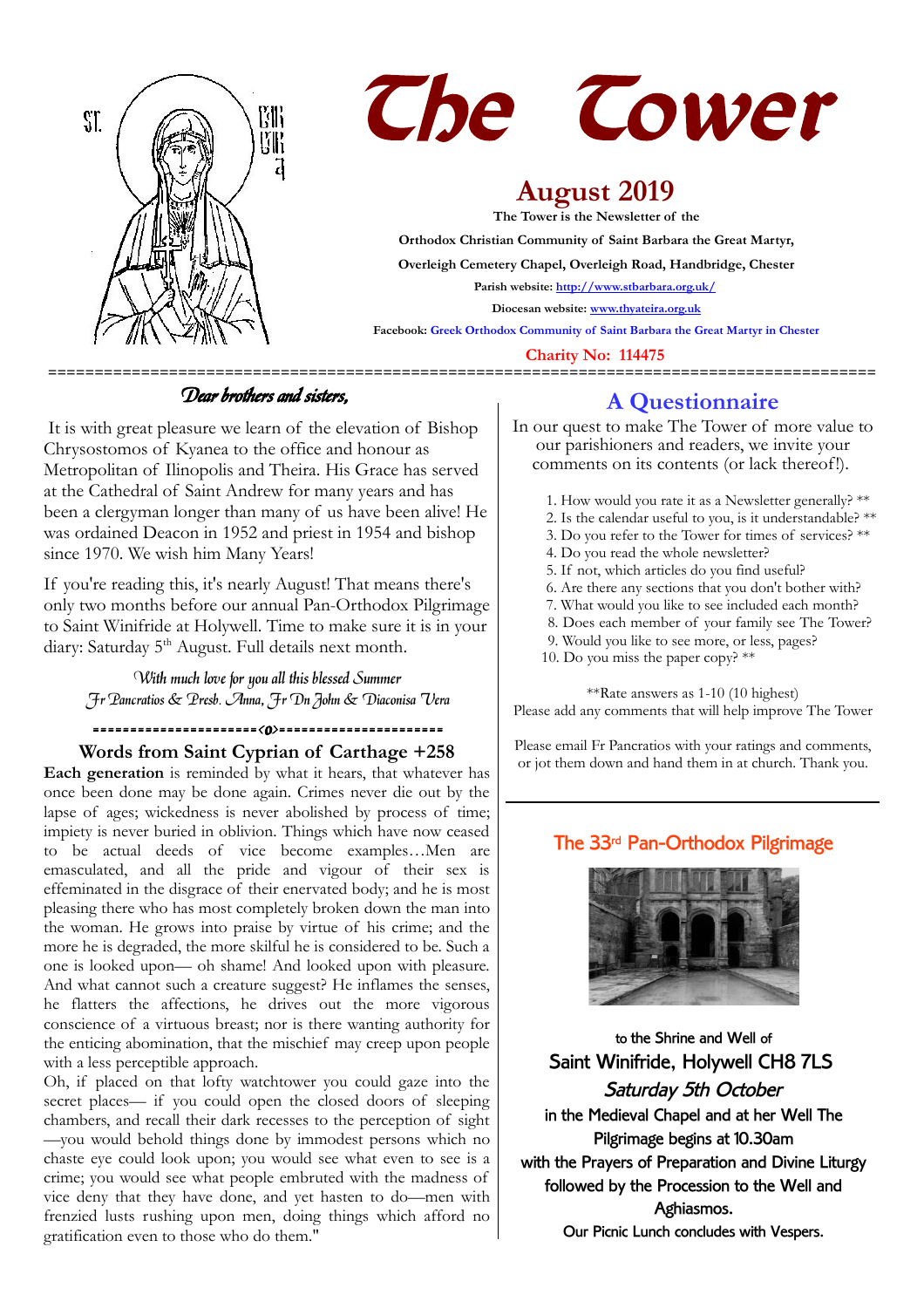# The Tower

## August 2019

**The Tower is the Newsletter of the**

**Orthodox Christian Community of Saint Barbara the Great Martyr,**

**Overleigh Cemetery Chapel, Overleigh Road, Handbridge, Chester**

**Parish website: http://www.stbarbara.org.uk/**

**Diocesan website: www.thyateira.org.uk**

**Facebook: Greek Orthodox Community of Saint Barbara the Great Martyr in Chester**

**Charity No: 114475**

---

### *Dear brothers and sisters,*

It is with great pleasure we learn of the elevation of Bishop Chrysostomos of Kyanea to the office and honour as Metropolitan of Ilinopolis and Theira. His Grace has served at the Cathedral of Saint Andrew for many years and has been a clergyman longer than many of us have been alive! He was ordained Deacon in 1952 and priest in 1954 and bishop since 1970. We wish him Many Years!

If you're reading this, it's nearly August! That means there's only two months before our annual Pan-Orthodox Pilgrimage to Saint Winifride at Holywell. Time to make sure it is in your diary: Saturday 5th August. Full details next month.

*With much love for you all this blessed Summer*
*Fr Pancratios & Presb. Anna, Fr Dn John & Diaconisa Vera*

### Words from Saint Cyprian of Carthage +258

**Each generation** is reminded by what it hears, that whatever has once been done may be done again. Crimes never die out by the lapse of ages; wickedness is never abolished by process of time; impiety is never buried in oblivion. Things which have now ceased to be actual deeds of vice become examples…Men are emasculated, and all the pride and vigour of their sex is effeminated in the disgrace of their enervated body; and he is most pleasing there who has most completely broken down the man into the woman. He grows into praise by virtue of his crime; and the more he is degraded, the more skilful he is considered to be. Such a one is looked upon— oh shame! And looked upon with pleasure. And what cannot such a creature suggest? He inflames the senses, he flatters the affections, he drives out the more vigorous conscience of a virtuous breast; nor is there wanting authority for the enticing abomination, that the mischief may creep upon people with a less perceptible approach.
Oh, if placed on that lofty watchtower you could gaze into the secret places— if you could open the closed doors of sleeping chambers, and recall their dark recesses to the perception of sight —you would behold things done by immodest persons which no chaste eye could look upon; you would see what even to see is a crime; you would see what people embruted with the madness of vice deny that they have done, and yet hasten to do—men with frenzied lusts rushing upon men, doing things which afford no gratification even to those who do them."

## A Questionnaire

In our quest to make The Tower of more value to our parishioners and readers, we invite your comments on its contents (or lack thereof!).

1. How would you rate it as a Newsletter generally? **
2. Is the calendar useful to you, is it understandable? **
3. Do you refer to the Tower for times of services? **
4. Do you read the whole newsletter?
5. If not, which articles do you find useful?
6. Are there any sections that you don't bother with?
7. What would you like to see included each month?
8. Does each member of your family see The Tower?
9. Would you like to see more, or less, pages?
10. Do you miss the paper copy? **

**Rate answers as 1-10 (10 highest)
Please add any comments that will help improve The Tower

Please email Fr Pancratios with your ratings and comments, or jot them down and hand them in at church. Thank you.

---

### The 33rd Pan-Orthodox Pilgrimage

to the Shrine and Well of
**Saint Winifride, Holywell CH8 7LS**
*Saturday 5th October*
in the Medieval Chapel and at her Well The Pilgrimage begins at 10.30am
with the Prayers of Preparation and Divine Liturgy followed by the Procession to the Well and Aghiasmos.
Our Picnic Lunch concludes with Vespers.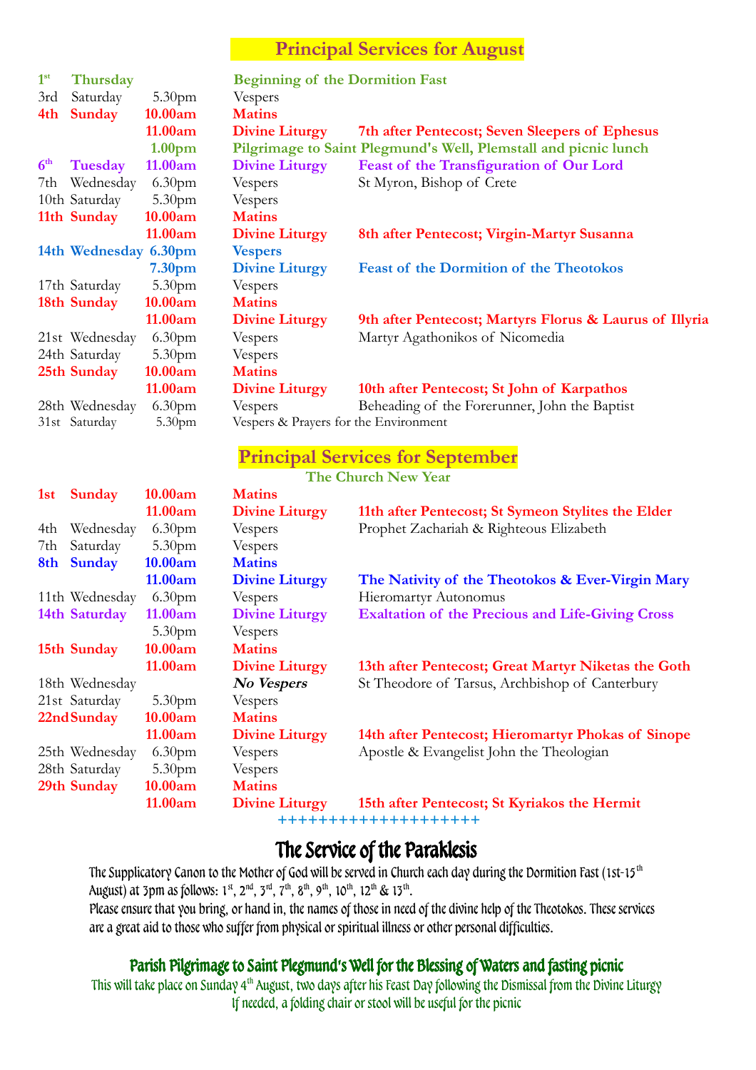## Principal Services for August

| Date | Day | Time | Service | Commemoration |
|---|---|---|---|---|
| **1st** | **Thursday** | | **Beginning of the Dormition Fast** | |
| 3rd | Saturday | 5.30pm | Vespers | |
| **4th** | **Sunday** | **10.00am** | **Matins** | |
| | | **11.00am** | **Divine Liturgy** | **7th after Pentecost; Seven Sleepers of Ephesus** |
| | | **1.00pm** | **Pilgrimage to Saint Plegmund's Well, Plemstall and picnic lunch** | |
| **6th** | **Tuesday** | **11.00am** | **Divine Liturgy** | **Feast of the Transfiguration of Our Lord** |
| 7th | Wednesday | 6.30pm | Vespers | St Myron, Bishop of Crete |
| 10th | Saturday | 5.30pm | Vespers | |
| **11th** | **Sunday** | **10.00am** | **Matins** | |
| | | **11.00am** | **Divine Liturgy** | **8th after Pentecost; Virgin-Martyr Susanna** |
| **14th** | **Wednesday** | **6.30pm** | **Vespers** | |
| | | **7.30pm** | **Divine Liturgy** | **Feast of the Dormition of the Theotokos** |
| 17th | Saturday | 5.30pm | Vespers | |
| **18th** | **Sunday** | **10.00am** | **Matins** | |
| | | **11.00am** | **Divine Liturgy** | **9th after Pentecost; Martyrs Florus & Laurus of Illyria** |
| 21st | Wednesday | 6.30pm | Vespers | Martyr Agathonikos of Nicomedia |
| 24th | Saturday | 5.30pm | Vespers | |
| **25th** | **Sunday** | **10.00am** | **Matins** | |
| | | **11.00am** | **Divine Liturgy** | **10th after Pentecost; St John of Karpathos** |
| 28th | Wednesday | 6.30pm | Vespers | Beheading of the Forerunner, John the Baptist |
| 31st | Saturday | 5.30pm | Vespers & Prayers for the Environment | |

## Principal Services for September

**The Church New Year**

| Date | Day | Time | Service | Commemoration |
|---|---|---|---|---|
| **1st** | **Sunday** | **10.00am** | **Matins** | |
| | | **11.00am** | **Divine Liturgy** | **11th after Pentecost; St Symeon Stylites the Elder** |
| 4th | Wednesday | 6.30pm | Vespers | Prophet Zachariah & Righteous Elizabeth |
| 7th | Saturday | 5.30pm | Vespers | |
| **8th** | **Sunday** | **10.00am** | **Matins** | |
| | | **11.00am** | **Divine Liturgy** | **The Nativity of the Theotokos & Ever-Virgin Mary** |
| 11th | Wednesday | 6.30pm | Vespers | Hieromartyr Autonomus |
| **14th** | **Saturday** | **11.00am** | **Divine Liturgy** | **Exaltation of the Precious and Life-Giving Cross** |
| | | 5.30pm | Vespers | |
| **15th** | **Sunday** | **10.00am** | **Matins** | |
| | | **11.00am** | **Divine Liturgy** | **13th after Pentecost; Great Martyr Niketas the Goth** |
| 18th | Wednesday | | ***No Vespers*** | St Theodore of Tarsus, Archbishop of Canterbury |
| 21st | Saturday | 5.30pm | Vespers | |
| **22nd** | **Sunday** | **10.00am** | **Matins** | |
| | | **11.00am** | **Divine Liturgy** | **14th after Pentecost; Hieromartyr Phokas of Sinope** |
| 25th | Wednesday | 6.30pm | Vespers | Apostle & Evangelist John the Theologian |
| 28th | Saturday | 5.30pm | Vespers | |
| **29th** | **Sunday** | **10.00am** | **Matins** | |
| | | **11.00am** | **Divine Liturgy** | **15th after Pentecost; St Kyriakos the Hermit** |

+++++++++++++++++++

## The Service of the Paraklesis

The Supplicatory Canon to the Mother of God will be served in Church each day during the Dormition Fast (1st-15th August) at 3pm as follows: 1st, 2nd, 3rd, 7th, 8th, 9th, 10th, 12th & 13th.
Please ensure that you bring, or hand in, the names of those in need of the divine help of the Theotokos. These services are a great aid to those who suffer from physical or spiritual illness or other personal difficulties.

### Parish Pilgrimage to Saint Plegmund's Well for the Blessing of Waters and fasting picnic

This will take place on Sunday 4th August, two days after his Feast Day following the Dismissal from the Divine Liturgy
If needed, a folding chair or stool will be useful for the picnic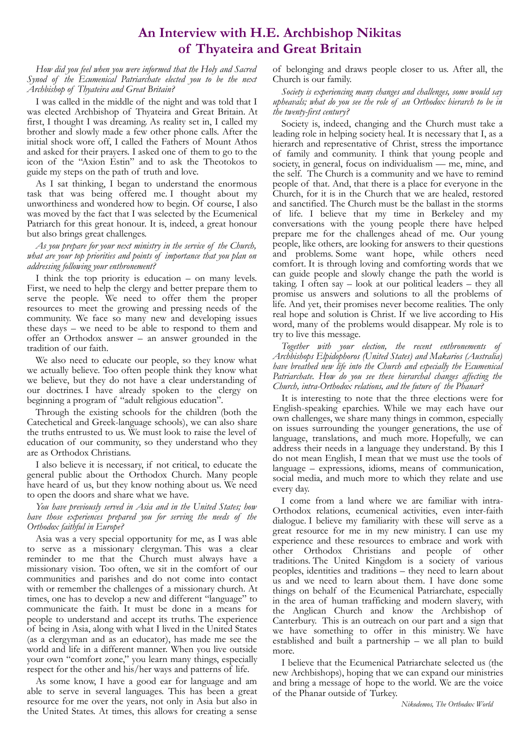# An Interview with H.E. Archbishop Nikitas of Thyateira and Great Britain

*How did you feel when you were informed that the Holy and Sacred Synod of the Ecumenical Patriarchate elected you to be the next Archbishop of Thyateira and Great Britain?*

I was called in the middle of the night and was told that I was elected Archbishop of Thyateira and Great Britain. At first, I thought I was dreaming. As reality set in, I called my brother and slowly made a few other phone calls. After the initial shock wore off, I called the Fathers of Mount Athos and asked for their prayers. I asked one of them to go to the icon of the "Axion Estin" and to ask the Theotokos to guide my steps on the path of truth and love.

As I sat thinking, I began to understand the enormous task that was being offered me. I thought about my unworthiness and wondered how to begin. Of course, I also was moved by the fact that I was selected by the Ecumenical Patriarch for this great honour. It is, indeed, a great honour but also brings great challenges.

*As you prepare for your next ministry in the service of the Church, what are your top priorities and points of importance that you plan on addressing following your enthronement?*

I think the top priority is education – on many levels. First, we need to help the clergy and better prepare them to serve the people. We need to offer them the proper resources to meet the growing and pressing needs of the community. We face so many new and developing issues these days – we need to be able to respond to them and offer an Orthodox answer – an answer grounded in the tradition of our faith.

We also need to educate our people, so they know what we actually believe. Too often people think they know what we believe, but they do not have a clear understanding of our doctrines. I have already spoken to the clergy on beginning a program of "adult religious education".

Through the existing schools for the children (both the Catechetical and Greek-language schools), we can also share the truths entrusted to us. We must look to raise the level of education of our community, so they understand who they are as Orthodox Christians.

I also believe it is necessary, if not critical, to educate the general public about the Orthodox Church. Many people have heard of us, but they know nothing about us. We need to open the doors and share what we have.

*You have previously served in Asia and in the United States; how have those experiences prepared you for serving the needs of the Orthodox faithful in Europe?*

Asia was a very special opportunity for me, as I was able to serve as a missionary clergyman. This was a clear reminder to me that the Church must always have a missionary vision. Too often, we sit in the comfort of our communities and parishes and do not come into contact with or remember the challenges of a missionary church. At times, one has to develop a new and different "language" to communicate the faith. It must be done in a means for people to understand and accept its truths. The experience of being in Asia, along with what I lived in the United States (as a clergyman and as an educator), has made me see the world and life in a different manner. When you live outside your own "comfort zone," you learn many things, especially respect for the other and his/her ways and patterns of life.

As some know, I have a good ear for language and am able to serve in several languages. This has been a great resource for me over the years, not only in Asia but also in the United States. At times, this allows for creating a sense of belonging and draws people closer to us. After all, the Church is our family.

*Society is experiencing many changes and challenges, some would say upheavals; what do you see the role of an Orthodox hierarch to be in the twenty-first century?*

Society is, indeed, changing and the Church must take a leading role in helping society heal. It is necessary that I, as a hierarch and representative of Christ, stress the importance of family and community. I think that young people and society, in general, focus on individualism — me, mine, and the self. The Church is a community and we have to remind people of that. And, that there is a place for everyone in the Church, for it is in the Church that we are healed, restored and sanctified. The Church must be the ballast in the storms of life. I believe that my time in Berkeley and my conversations with the young people there have helped prepare me for the challenges ahead of me. Our young people, like others, are looking for answers to their questions and problems. Some want hope, while others need comfort. It is through loving and comforting words that we can guide people and slowly change the path the world is taking. I often say – look at our political leaders – they all promise us answers and solutions to all the problems of life. And yet, their promises never become realities. The only real hope and solution is Christ. If we live according to His word, many of the problems would disappear. My role is to try to live this message.

*Together with your election, the recent enthronements of Archbishops Elpidophoros (United States) and Makarios (Australia) have breathed new life into the Church and especially the Ecumenical Patriarchate. How do you see these hierarchal changes affecting the Church, intra-Orthodox relations, and the future of the Phanar?*

It is interesting to note that the three elections were for English-speaking eparchies. While we may each have our own challenges, we share many things in common, especially on issues surrounding the younger generations, the use of language, translations, and much more. Hopefully, we can address their needs in a language they understand. By this I do not mean English, I mean that we must use the tools of language – expressions, idioms, means of communication, social media, and much more to which they relate and use every day.

I come from a land where we are familiar with intra-Orthodox relations, ecumenical activities, even inter-faith dialogue. I believe my familiarity with these will serve as a great resource for me in my new ministry. I can use my experience and these resources to embrace and work with other Orthodox Christians and people of other traditions. The United Kingdom is a society of various peoples, identities and traditions – they need to learn about us and we need to learn about them. I have done some things on behalf of the Ecumenical Patriarchate, especially in the area of human trafficking and modern slavery, with the Anglican Church and know the Archbishop of Canterbury. This is an outreach on our part and a sign that we have something to offer in this ministry. We have established and built a partnership – we all plan to build more.

I believe that the Ecumenical Patriarchate selected us (the new Archbishops), hoping that we can expand our ministries and bring a message of hope to the world. We are the voice of the Phanar outside of Turkey.

*Nikodemos, The Orthodox World*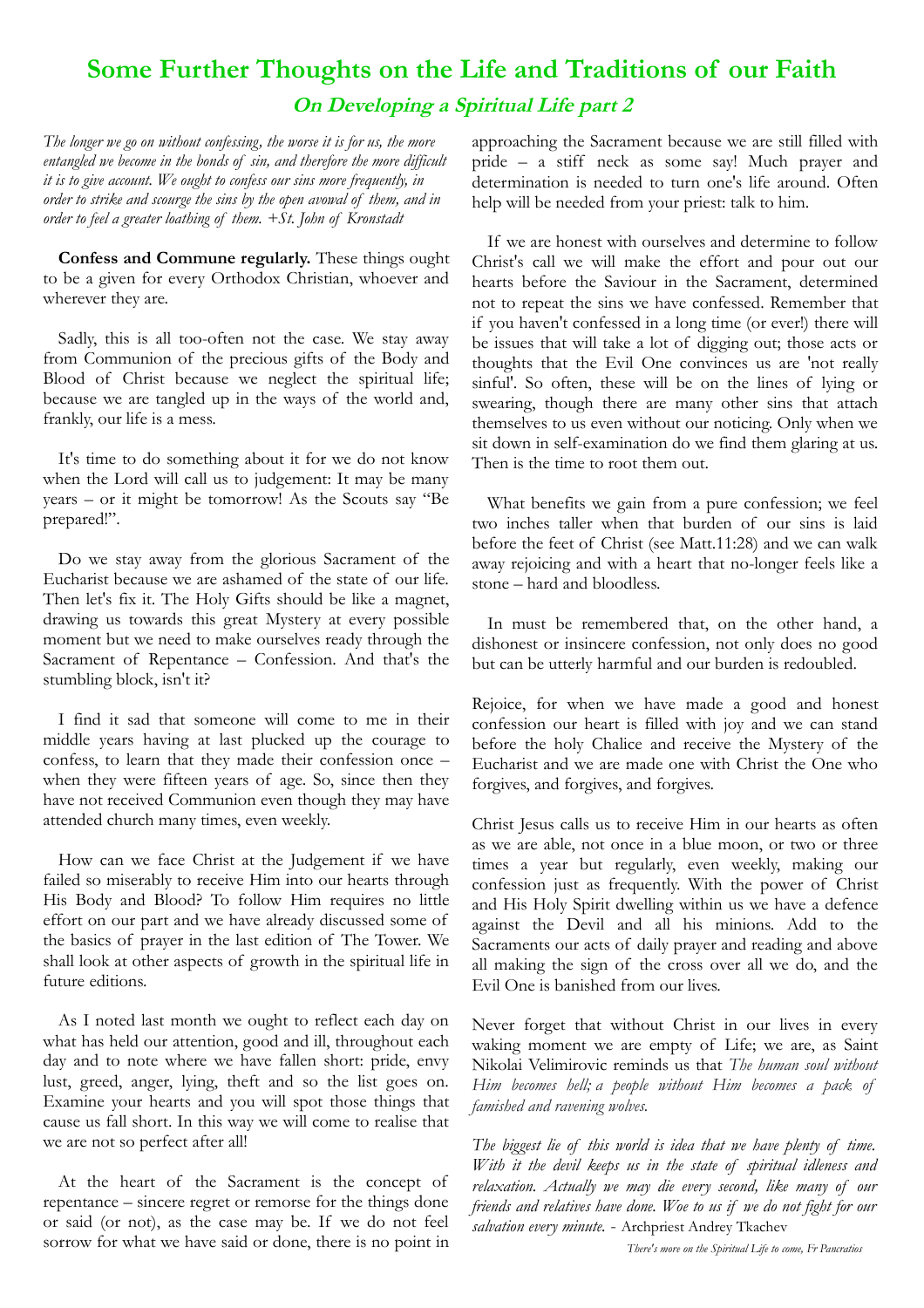# Some Further Thoughts on the Life and Traditions of our Faith

## *On Developing a Spiritual Life part 2*

*The longer we go on without confessing, the worse it is for us, the more entangled we become in the bonds of sin, and therefore the more difficult it is to give account. We ought to confess our sins more frequently, in order to strike and scourge the sins by the open avowal of them, and in order to feel a greater loathing of them. +St. John of Kronstadt*

**Confess and Commune regularly.** These things ought to be a given for every Orthodox Christian, whoever and wherever they are.

Sadly, this is all too-often not the case. We stay away from Communion of the precious gifts of the Body and Blood of Christ because we neglect the spiritual life; because we are tangled up in the ways of the world and, frankly, our life is a mess.

It's time to do something about it for we do not know when the Lord will call us to judgement: It may be many years – or it might be tomorrow! As the Scouts say "Be prepared!".

Do we stay away from the glorious Sacrament of the Eucharist because we are ashamed of the state of our life. Then let's fix it. The Holy Gifts should be like a magnet, drawing us towards this great Mystery at every possible moment but we need to make ourselves ready through the Sacrament of Repentance – Confession. And that's the stumbling block, isn't it?

I find it sad that someone will come to me in their middle years having at last plucked up the courage to confess, to learn that they made their confession once – when they were fifteen years of age. So, since then they have not received Communion even though they may have attended church many times, even weekly.

How can we face Christ at the Judgement if we have failed so miserably to receive Him into our hearts through His Body and Blood? To follow Him requires no little effort on our part and we have already discussed some of the basics of prayer in the last edition of The Tower. We shall look at other aspects of growth in the spiritual life in future editions.

As I noted last month we ought to reflect each day on what has held our attention, good and ill, throughout each day and to note where we have fallen short: pride, envy lust, greed, anger, lying, theft and so the list goes on. Examine your hearts and you will spot those things that cause us fall short. In this way we will come to realise that we are not so perfect after all!

At the heart of the Sacrament is the concept of repentance – sincere regret or remorse for the things done or said (or not), as the case may be. If we do not feel sorrow for what we have said or done, there is no point in approaching the Sacrament because we are still filled with pride – a stiff neck as some say! Much prayer and determination is needed to turn one's life around. Often help will be needed from your priest: talk to him.

If we are honest with ourselves and determine to follow Christ's call we will make the effort and pour out our hearts before the Saviour in the Sacrament, determined not to repeat the sins we have confessed. Remember that if you haven't confessed in a long time (or ever!) there will be issues that will take a lot of digging out; those acts or thoughts that the Evil One convinces us are 'not really sinful'. So often, these will be on the lines of lying or swearing, though there are many other sins that attach themselves to us even without our noticing. Only when we sit down in self-examination do we find them glaring at us. Then is the time to root them out.

What benefits we gain from a pure confession; we feel two inches taller when that burden of our sins is laid before the feet of Christ (see Matt.11:28) and we can walk away rejoicing and with a heart that no-longer feels like a stone – hard and bloodless.

In must be remembered that, on the other hand, a dishonest or insincere confession, not only does no good but can be utterly harmful and our burden is redoubled.

Rejoice, for when we have made a good and honest confession our heart is filled with joy and we can stand before the holy Chalice and receive the Mystery of the Eucharist and we are made one with Christ the One who forgives, and forgives, and forgives.

Christ Jesus calls us to receive Him in our hearts as often as we are able, not once in a blue moon, or two or three times a year but regularly, even weekly, making our confession just as frequently. With the power of Christ and His Holy Spirit dwelling within us we have a defence against the Devil and all his minions. Add to the Sacraments our acts of daily prayer and reading and above all making the sign of the cross over all we do, and the Evil One is banished from our lives.

Never forget that without Christ in our lives in every waking moment we are empty of Life; we are, as Saint Nikolai Velimirovic reminds us that *The human soul without Him becomes hell; a people without Him becomes a pack of famished and ravening wolves.*

*The biggest lie of this world is idea that we have plenty of time. With it the devil keeps us in the state of spiritual idleness and relaxation. Actually we may die every second, like many of our friends and relatives have done. Woe to us if we do not fight for our salvation every minute.* - Archpriest Andrey Tkachev

*There's more on the Spiritual Life to come, Fr Pancratios*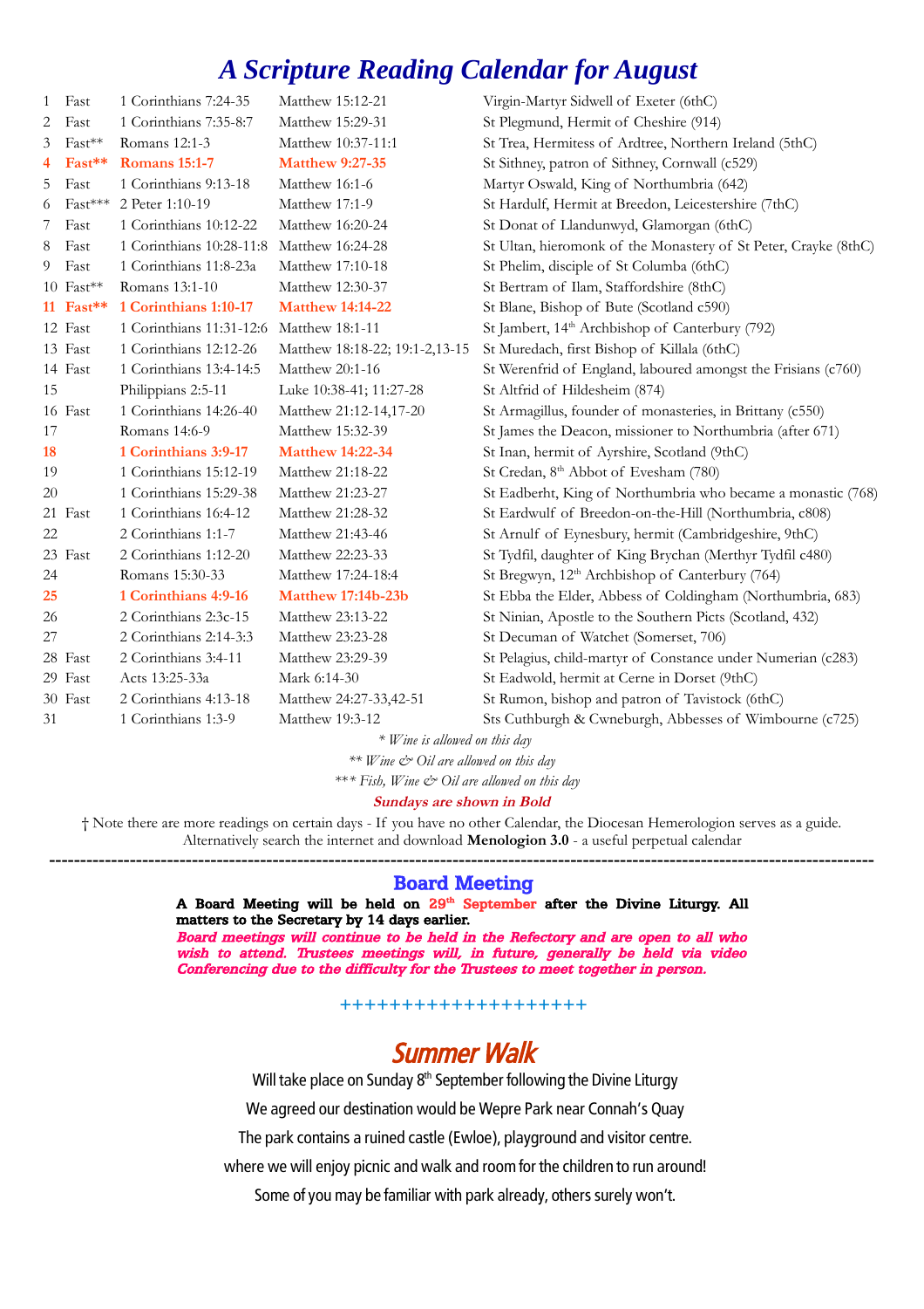# A Scripture Reading Calendar for August

| | | | | |
|---|---|---|---|---|
| 1 | Fast | 1 Corinthians 7:24-35 | Matthew 15:12-21 | Virgin-Martyr Sidwell of Exeter (6thC) |
| 2 | Fast | 1 Corinthians 7:35-8:7 | Matthew 15:29-31 | St Plegmund, Hermit of Cheshire (914) |
| 3 | Fast** | Romans 12:1-3 | Matthew 10:37-11:1 | St Trea, Hermitess of Ardtree, Northern Ireland (5thC) |
| **4** | **Fast**** | **Romans 15:1-7** | **Matthew 9:27-35** | St Sithney, patron of Sithney, Cornwall (c529) |
| 5 | Fast | 1 Corinthians 9:13-18 | Matthew 16:1-6 | Martyr Oswald, King of Northumbria (642) |
| 6 | Fast*** | 2 Peter 1:10-19 | Matthew 17:1-9 | St Hardulf, Hermit at Breedon, Leicestershire (7thC) |
| 7 | Fast | 1 Corinthians 10:12-22 | Matthew 16:20-24 | St Donat of Llandunwyd, Glamorgan (6thC) |
| 8 | Fast | 1 Corinthians 10:28-11:8 | Matthew 16:24-28 | St Ultan, hieromonk of the Monastery of St Peter, Crayke (8thC) |
| 9 | Fast | 1 Corinthians 11:8-23a | Matthew 17:10-18 | St Phelim, disciple of St Columba (6thC) |
| 10 | Fast** | Romans 13:1-10 | Matthew 12:30-37 | St Bertram of Ilam, Staffordshire (8thC) |
| **11** | **Fast**** | **1 Corinthians 1:10-17** | **Matthew 14:14-22** | St Blane, Bishop of Bute (Scotland c590) |
| 12 | Fast | 1 Corinthians 11:31-12:6 | Matthew 18:1-11 | St Jambert, 14th Archbishop of Canterbury (792) |
| 13 | Fast | 1 Corinthians 12:12-26 | Matthew 18:18-22; 19:1-2,13-15 | St Muredach, first Bishop of Killala (6thC) |
| 14 | Fast | 1 Corinthians 13:4-14:5 | Matthew 20:1-16 | St Werenfrid of England, laboured amongst the Frisians (c760) |
| 15 | | Philippians 2:5-11 | Luke 10:38-41; 11:27-28 | St Altfrid of Hildesheim (874) |
| 16 | Fast | 1 Corinthians 14:26-40 | Matthew 21:12-14,17-20 | St Armagillus, founder of monasteries, in Brittany (c550) |
| 17 | | Romans 14:6-9 | Matthew 15:32-39 | St James the Deacon, missioner to Northumbria (after 671) |
| **18** | | **1 Corinthians 3:9-17** | **Matthew 14:22-34** | St Inan, hermit of Ayrshire, Scotland (9thC) |
| 19 | | 1 Corinthians 15:12-19 | Matthew 21:18-22 | St Credan, 8th Abbot of Evesham (780) |
| 20 | | 1 Corinthians 15:29-38 | Matthew 21:23-27 | St Eadberht, King of Northumbria who became a monastic (768) |
| 21 | Fast | 1 Corinthians 16:4-12 | Matthew 21:28-32 | St Eardwulf of Breedon-on-the-Hill (Northumbria, c808) |
| 22 | | 2 Corinthians 1:1-7 | Matthew 21:43-46 | St Arnulf of Eynesbury, hermit (Cambridgeshire, 9thC) |
| 23 | Fast | 2 Corinthians 1:12-20 | Matthew 22:23-33 | St Tydfil, daughter of King Brychan (Merthyr Tydfil c480) |
| 24 | | Romans 15:30-33 | Matthew 17:24-18:4 | St Bregwyn, 12th Archbishop of Canterbury (764) |
| **25** | | **1 Corinthians 4:9-16** | **Matthew 17:14b-23b** | St Ebba the Elder, Abbess of Coldingham (Northumbria, 683) |
| 26 | | 2 Corinthians 2:3c-15 | Matthew 23:13-22 | St Ninian, Apostle to the Southern Picts (Scotland, 432) |
| 27 | | 2 Corinthians 2:14-3:3 | Matthew 23:23-28 | St Decuman of Watchet (Somerset, 706) |
| 28 | Fast | 2 Corinthians 3:4-11 | Matthew 23:29-39 | St Pelagius, child-martyr of Constance under Numerian (c283) |
| 29 | Fast | Acts 13:25-33a | Mark 6:14-30 | St Eadwold, hermit at Cerne in Dorset (9thC) |
| 30 | Fast | 2 Corinthians 4:13-18 | Matthew 24:27-33,42-51 | St Rumon, bishop and patron of Tavistock (6thC) |
| 31 | | 1 Corinthians 1:3-9 | Matthew 19:3-12 | Sts Cuthburgh & Cwneburgh, Abbesses of Wimbourne (c725) |

*\* Wine is allowed on this day*

*\*\* Wine & Oil are allowed on this day*

*\*\*\* Fish, Wine & Oil are allowed on this day*

**Sundays are shown in Bold**

† Note there are more readings on certain days - If you have no other Calendar, the Diocesan Hemerologion serves as a guide. Alternatively search the internet and download **Menologion 3.0** - a useful perpetual calendar

---

## Board Meeting

**A Board Meeting will be held on 29th September after the Divine Liturgy. All matters to the Secretary by 14 days earlier.**

***Board meetings will continue to be held in the Refectory and are open to all who wish to attend. Trustees meetings will, in future, generally be held via video Conferencing due to the difficulty for the Trustees to meet together in person.***

++++++++++++++++++++

## Summer Walk

Will take place on Sunday 8th September following the Divine Liturgy

We agreed our destination would be Wepre Park near Connah's Quay

The park contains a ruined castle (Ewloe), playground and visitor centre.

where we will enjoy picnic and walk and room for the children to run around!

Some of you may be familiar with park already, others surely won't.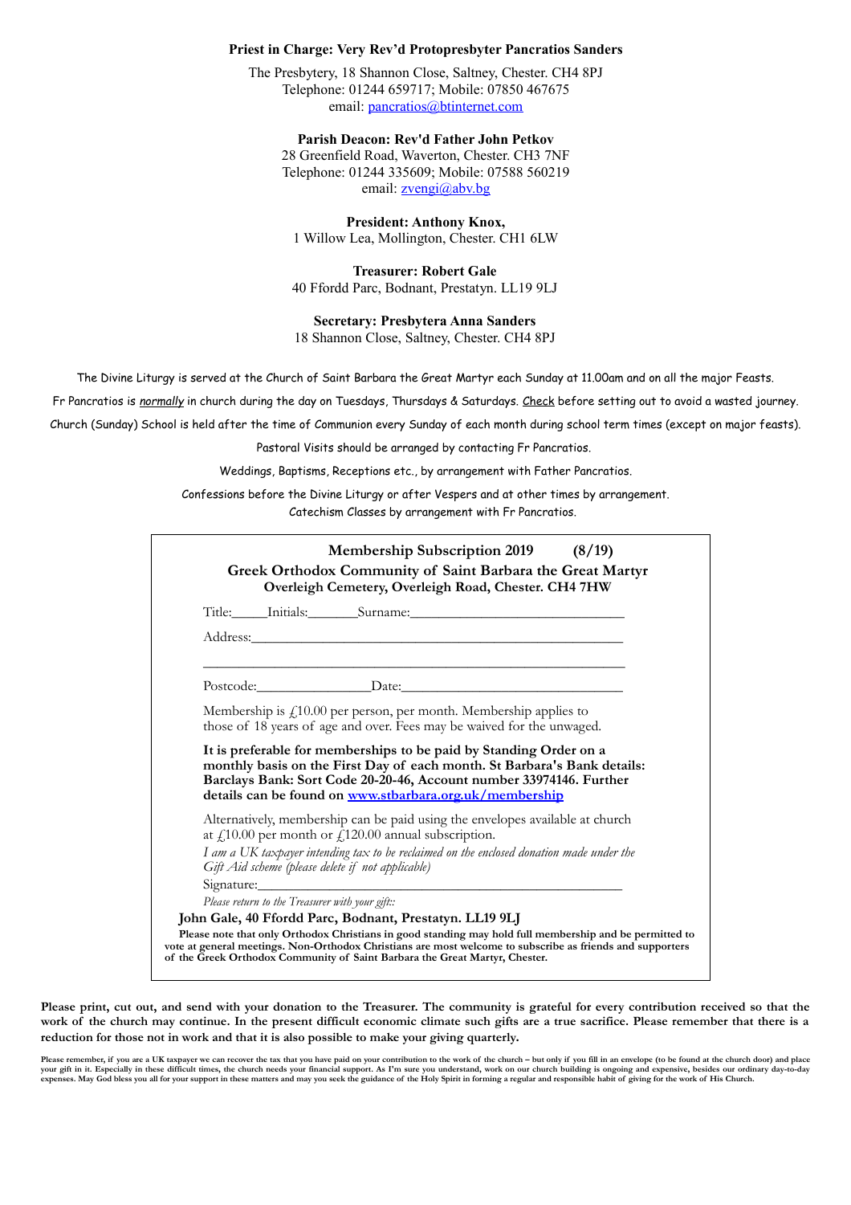**Priest in Charge: Very Rev'd Protopresbyter Pancratios Sanders**

The Presbytery, 18 Shannon Close, Saltney, Chester. CH4 8PJ
Telephone: 01244 659717; Mobile: 07850 467675
email: pancratios@btinternet.com

**Parish Deacon: Rev'd Father John Petkov**
28 Greenfield Road, Waverton, Chester. CH3 7NF
Telephone: 01244 335609; Mobile: 07588 560219
email: zvengi@abv.bg

**President: Anthony Knox,**
1 Willow Lea, Mollington, Chester. CH1 6LW

**Treasurer: Robert Gale**
40 Ffordd Parc, Bodnant, Prestatyn. LL19 9LJ

**Secretary: Presbytera Anna Sanders**
18 Shannon Close, Saltney, Chester. CH4 8PJ

The Divine Liturgy is served at the Church of Saint Barbara the Great Martyr each Sunday at 11.00am and on all the major Feasts.

Fr Pancratios is _normally_ in church during the day on Tuesdays, Thursdays & Saturdays. _Check_ before setting out to avoid a wasted journey.

Church (Sunday) School is held after the time of Communion every Sunday of each month during school term times (except on major feasts).

Pastoral Visits should be arranged by contacting Fr Pancratios.

Weddings, Baptisms, Receptions etc., by arrangement with Father Pancratios.

Confessions before the Divine Liturgy or after Vespers and at other times by arrangement.
Catechism Classes by arrangement with Fr Pancratios.

---

**Membership Subscription 2019 (8/19)**
**Greek Orthodox Community of Saint Barbara the Great Martyr**
**Overleigh Cemetery, Overleigh Road, Chester. CH4 7HW**

Title:_____Initials:_______Surname:______________________________

Address:_______________________________________________________

_______________________________________________________________

Postcode:_______________Date:___________________________________

Membership is £10.00 per person, per month. Membership applies to those of 18 years of age and over. Fees may be waived for the unwaged.

**It is preferable for memberships to be paid by Standing Order on a monthly basis on the First Day of each month. St Barbara's Bank details: Barclays Bank: Sort Code 20-20-46, Account number 33974146. Further details can be found on www.stbarbara.org.uk/membership**

Alternatively, membership can be paid using the envelopes available at church at £10.00 per month or £120.00 annual subscription.

*I am a UK taxpayer intending tax to be reclaimed on the enclosed donation made under the Gift Aid scheme (please delete if not applicable)*

Signature:______________________________________________________

*Please return to the Treasurer with your gift::*

**John Gale, 40 Ffordd Parc, Bodnant, Prestatyn. LL19 9LJ**

**Please note that only Orthodox Christians in good standing may hold full membership and be permitted to vote at general meetings. Non-Orthodox Christians are most welcome to subscribe as friends and supporters of the Greek Orthodox Community of Saint Barbara the Great Martyr, Chester.**

---

**Please print, cut out, and send with your donation to the Treasurer. The community is grateful for every contribution received so that the work of the church may continue. In the present difficult economic climate such gifts are a true sacrifice. Please remember that there is a reduction for those not in work and that it is also possible to make your giving quarterly.**

**Please remember, if you are a UK taxpayer we can recover the tax that you have paid on your contribution to the work of the church – but only if you fill in an envelope (to be found at the church door) and place your gift in it. Especially in these difficult times, the church needs your financial support. As I'm sure you understand, work on our church building is ongoing and expensive, besides our ordinary day-to-day expenses. May God bless you all for your support in these matters and may you seek the guidance of the Holy Spirit in forming a regular and responsible habit of giving for the work of His Church.**